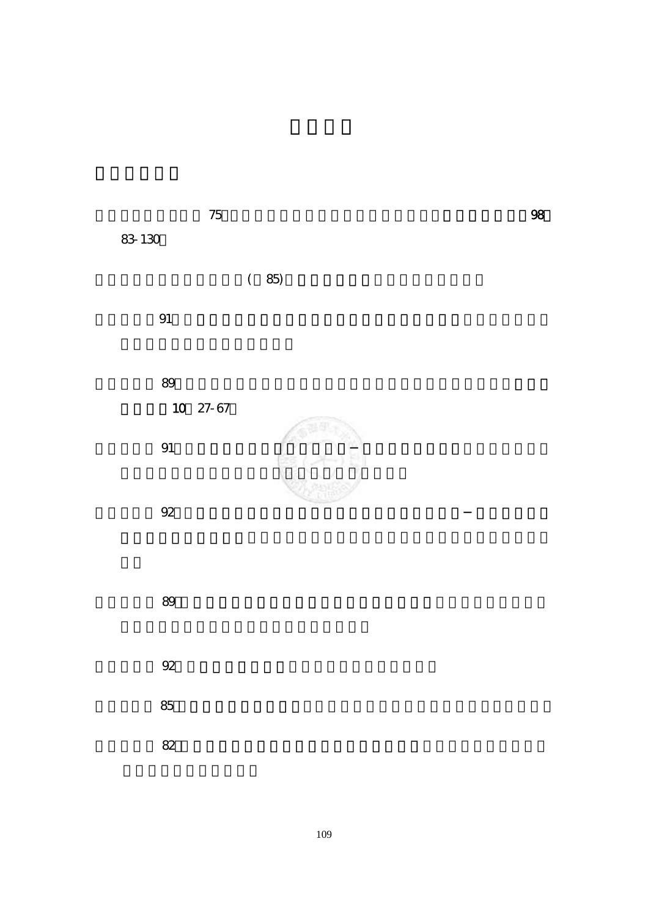75 98
83-130

(85)

91

89
10 27-67

91

92

89

92

85

82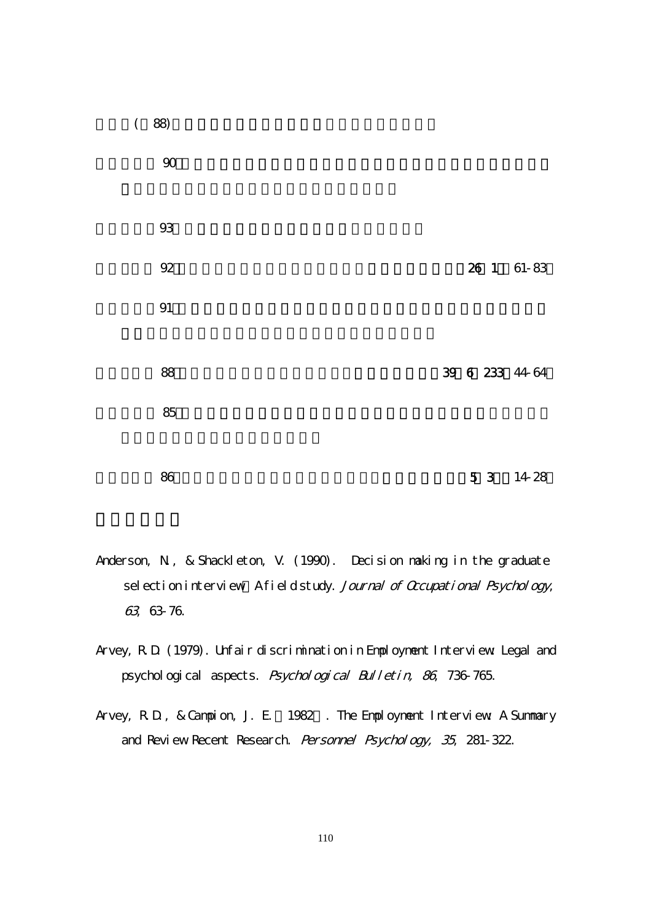(88)

90

93

92 26 1 61-83

91

88 39 6 233 44-64

85

86 5 3 14-28

Anderson, N., & Shackleton, V. (1990). Decision making in the graduate selection interview A field study. *Journal of Occupational Psychology, 63*, 63-76.

Arvey, R.D. (1979). Unfair discrimination in Employment Interview: Legal and psychological aspects. *Psychological Bulletin, 86*, 736-765.

Arvey, R.D., & Campion, J. E. 1982 . The Employment Interview: A Summary and Review Recent Research. *Personnel Psychology, 35*, 281-322.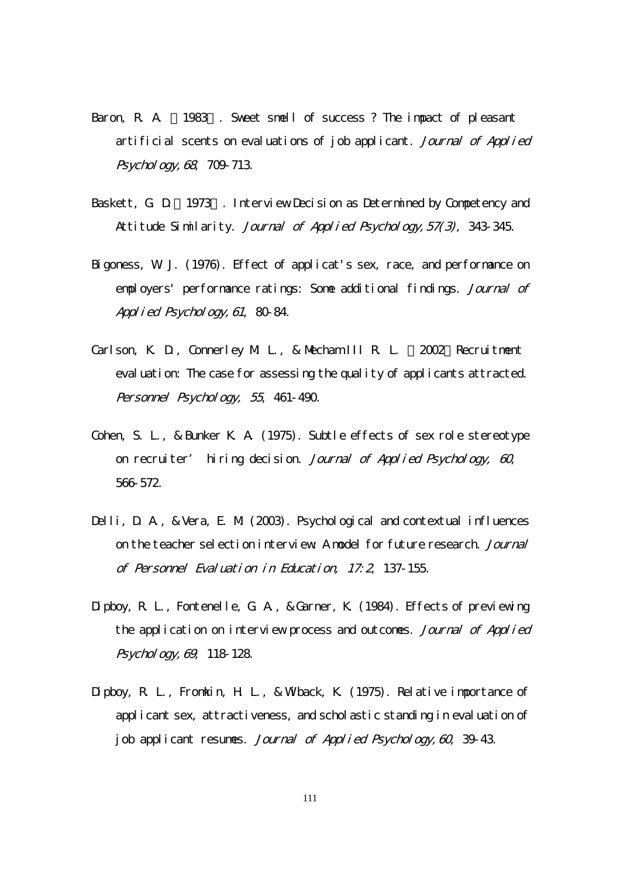Baron, R. A. （1983）. Sweet smell of success ? The impact of pleasant artificial scents on evaluations of job applicant. *Journal of Applied Psychology, 68*, 709-713.

Baskett, G. D.（1973）. Interview Decision as Determined by Competency and Attitude Similarity. *Journal of Applied Psychology, 57(3)*, 343-345.

Bigoness, W. J. (1976). Effect of applicat's sex, race, and performance on employers' performance ratings: Some additional findings. *Journal of Applied Psychology, 61*, 80-84.

Carlson, K. D., Connerley M. L., & Mecham III R. L. （2002）Recruitment evaluation: The case for assessing the quality of applicants attracted. *Personnel Psychology, 55*, 461-490.

Cohen, S. L., & Bunker K. A. (1975). Subtle effects of sex role stereotype on recruiter' hiring decision. *Journal of Applied Psychology, 60*, 566-572.

Delli, D. A., & Vera, E. M. (2003). Psychological and contextual influences on the teacher selection interview: A model for future research. *Journal of Personnel Evaluation in Education, 17:2*, 137-155.

Dipboy, R. L., Fontenelle, G. A., & Garner, K. (1984). Effects of previewing the application on interview process and outcomes. *Journal of Applied Psychology, 69*, 118-128.

Dipboy, R. L., Fromkin, H. L., & Wiback, K. (1975). Relative importance of applicant sex, attractiveness, and scholastic standing in evaluation of job applicant resumes. *Journal of Applied Psychology, 60*, 39-43.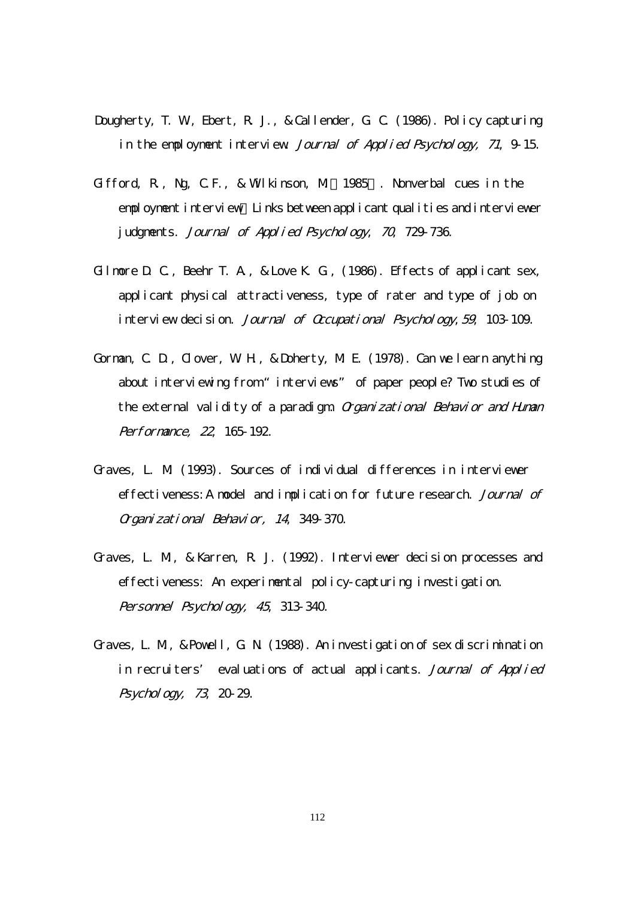Dougherty, T. W., Ebert, R. J., & Callender, G. C. (1986). Policy capturing in the employment interview. *Journal of Applied Psychology, 71*, 9-15.

Gifford, R., Ng, C.F., & Wilkinson, M.（1985）. Nonverbal cues in the employment interview：Links between applicant qualities and interviewer judgments. *Journal of Applied Psychology, 70*, 729-736.

Gilmore D. C., Beehr T. A., & Love K. G., (1986). Effects of applicant sex, applicant physical attractiveness, type of rater and type of job on interview decision. *Journal of Occupational Psychology, 59*, 103-109.

Gorman, C. D., Clover, W. H., & Doherty, M. E. (1978). Can we learn anything about interviewing from "interviews" of paper people? Two studies of the external validity of a paradigm. *Organizational Behavior and Human Performance, 22*, 165-192.

Graves, L. M. (1993). Sources of individual differences in interviewer effectiveness: A model and implication for future research. *Journal of Organizational Behavior, 14*, 349-370.

Graves, L. M., & Karren, R. J. (1992). Interviewer decision processes and effectiveness: An experimental policy-capturing investigation. *Personnel Psychology, 45*, 313-340.

Graves, L. M., & Powell, G. N. (1988). An investigation of sex discrimination in recruiters' evaluations of actual applicants. *Journal of Applied Psychology, 73*, 20-29.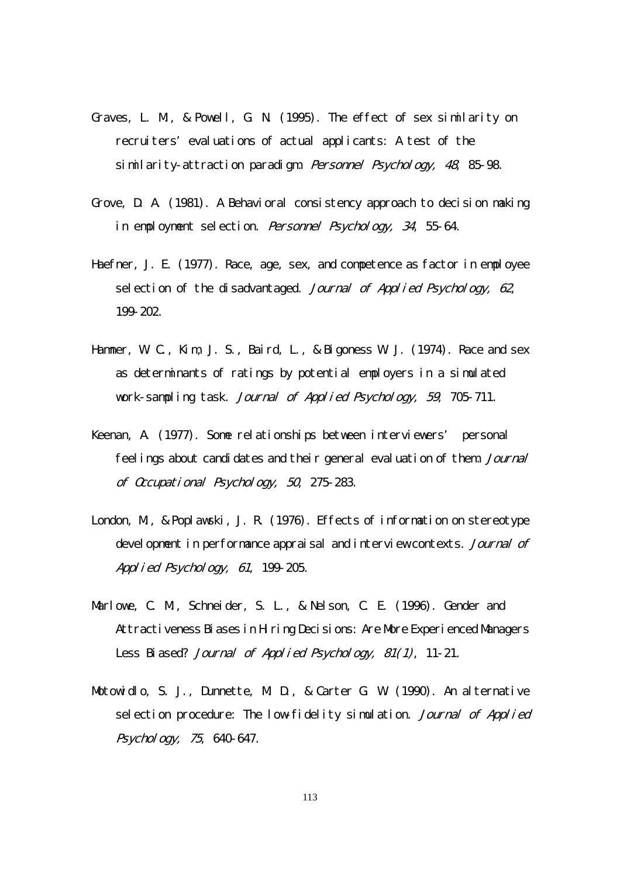Graves, L. M., & Powell, G. N. (1995). The effect of sex similarity on recruiters' evaluations of actual applicants: A test of the similarity-attraction paradigm. *Personnel Psychology, 48*, 85-98.

Grove, D. A. (1981). A Behavioral consistency approach to decision making in employment selection. *Personnel Psychology, 34*, 55-64.

Haefner, J. E. (1977). Race, age, sex, and competence as factor in employee selection of the disadvantaged. *Journal of Applied Psychology, 62*, 199-202.

Hammer, W. C., Kim, J. S., Baird, L., & Bigoness W. J. (1974). Race and sex as determinants of ratings by potential employers in a simulated work-sampling task. *Journal of Applied Psychology, 59*, 705-711.

Keenan, A. (1977). Some relationships between interviewers' personal feelings about candidates and their general evaluation of them. *Journal of Occupational Psychology, 50*, 275-283.

London, M., & Poplawski, J. R. (1976). Effects of information on stereotype development in performance appraisal and interview contexts. *Journal of Applied Psychology, 61*, 199-205.

Marlowe, C. M., Schneider, S. L., & Nelson, C. E. (1996). Gender and Attractiveness Biases in Hiring Decisions: Are More Experienced Managers Less Biased? *Journal of Applied Psychology, 81(1)*, 11-21.

Motowidlo, S. J., Dunnette, M. D., & Carter G. W. (1990). An alternative selection procedure: The low-fidelity simulation. *Journal of Applied Psychology, 75*, 640-647.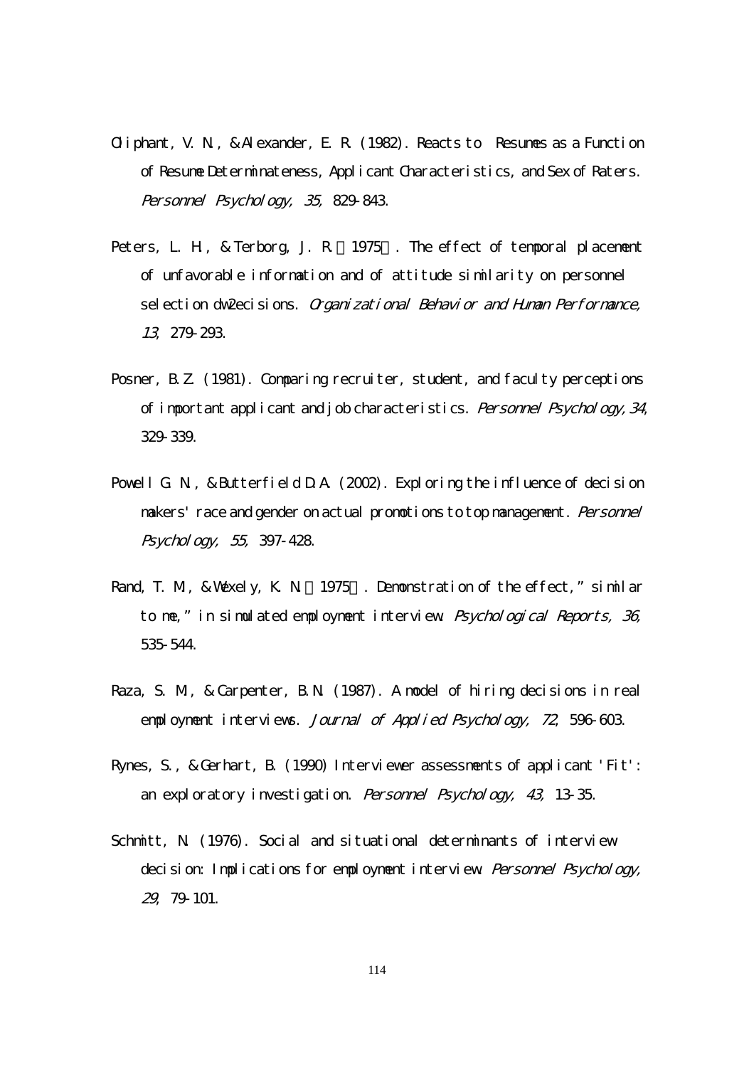Oliphant, V. N., & Alexander, E. R. (1982). Reacts to Resumes as a Function of Resume Determinateness, Applicant Characteristics, and Sex of Raters. *Personnel Psychology, 35,* 829-843.

Peters, L. H., & Terborg, J. R.（1975）. The effect of temporal placement of unfavorable information and of attitude similarity on personnel selection dw2ecisions. *Organizational Behavior and Human Performance, 13,* 279-293.

Posner, B. Z. (1981). Comparing recruiter, student, and faculty perceptions of important applicant and job characteristics. *Personnel Psychology, 34,* 329-339.

Powell G. N., & Butterfield D. A. (2002). Exploring the influence of decision makers' race and gender on actual promotions to top management. *Personnel Psychology, 55,* 397-428.

Rand, T. M., & Wexely, K. N.（1975）. Demonstration of the effect," similar to me," in simulated employment interview. *Psychological Reports, 36,* 535-544.

Raza, S. M., & Carpenter, B. N. (1987). A model of hiring decisions in real employment interviews. *Journal of Applied Psychology, 72,* 596-603.

Rynes, S., & Gerhart, B. (1990) Interviewer assessments of applicant 'Fit': an exploratory investigation. *Personnel Psychology, 43,* 13-35.

Schmitt, N. (1976). Social and situational determinants of interview decision: Implications for employment interview. *Personnel Psychology, 29,* 79-101.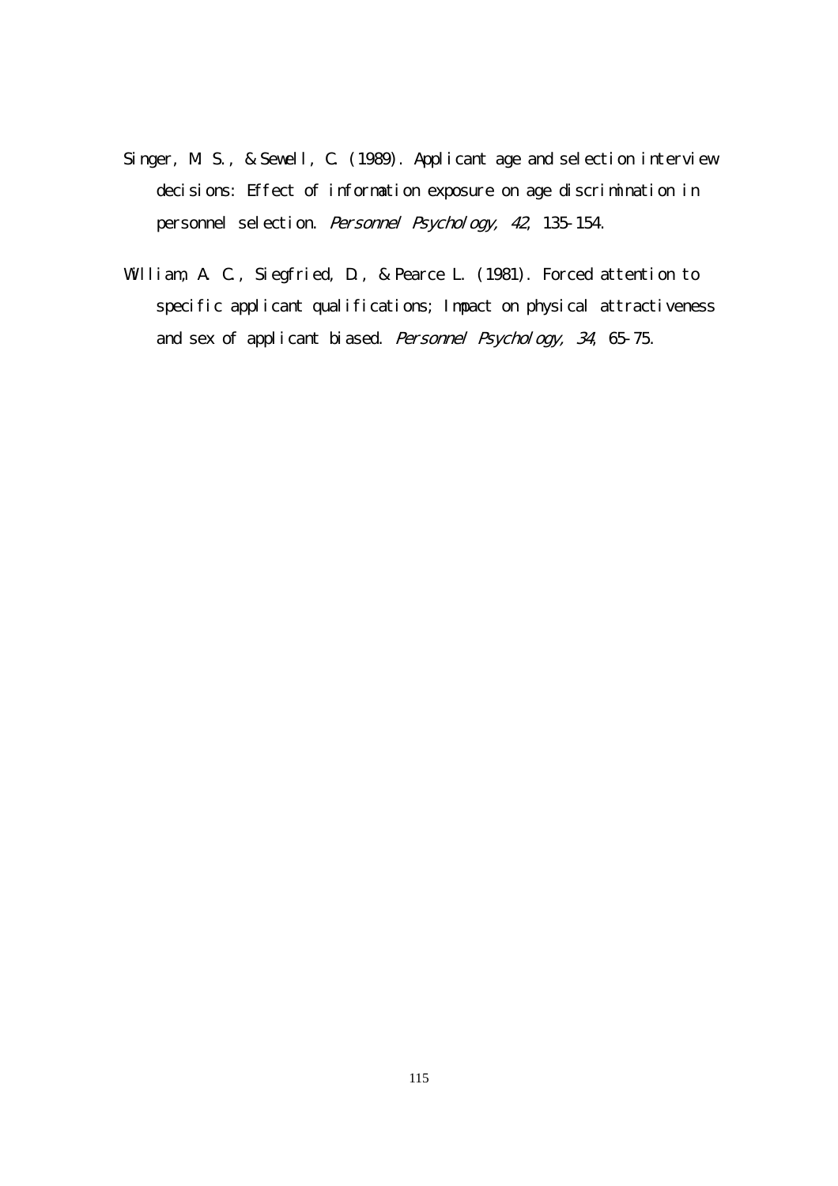Singer, M. S., & Sewell, C. (1989). Applicant age and selection interview decisions: Effect of information exposure on age discrimination in personnel selection. *Personnel Psychology, 42*, 135-154.

William, A. C., Siegfried, D., & Pearce L. (1981). Forced attention to specific applicant qualifications; Impact on physical attractiveness and sex of applicant biased. *Personnel Psychology, 34*, 65-75.